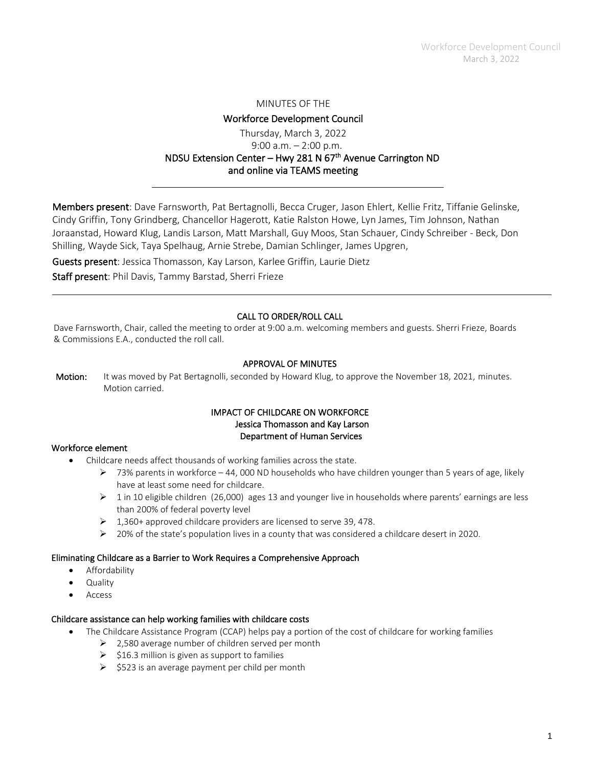MINUTES OF THE

# Workforce Development Council

Thursday, March 3, 2022

9:00 a.m. – 2:00 p.m.

**NDSU Extension Center – Hwy 281 N 67th Avenue Carrington ND and online via TEAMS meeting**

---

**Members present**: Dave Farnsworth, Pat Bertagnolli, Becca Cruger, Jason Ehlert, Kellie Fritz, Tiffanie Gelinske, Cindy Griffin, Tony Grindberg, Chancellor Hagerott, Katie Ralston Howe, Lyn James, Tim Johnson, Nathan Joraanstad, Howard Klug, Landis Larson, Matt Marshall, Guy Moos, Stan Schauer, Cindy Schreiber - Beck, Don Shilling, Wayde Sick, Taya Spelhaug, Arnie Strebe, Damian Schlinger, James Upgren,

**Guests present**: Jessica Thomasson, Kay Larson, Karlee Griffin, Laurie Dietz

**Staff present**: Phil Davis, Tammy Barstad, Sherri Frieze

---

## CALL TO ORDER/ROLL CALL

Dave Farnsworth, Chair, called the meeting to order at 9:00 a.m. welcoming members and guests. Sherri Frieze, Boards & Commissions E.A., conducted the roll call.

## APPROVAL OF MINUTES

**Motion:** It was moved by Pat Bertagnolli, seconded by Howard Klug, to approve the November 18, 2021, minutes. Motion carried.

## IMPACT OF CHILDCARE ON WORKFORCE
### Jessica Thomasson and Kay Larson
### Department of Human Services

### Workforce element

- Childcare needs affect thousands of working families across the state.
  - 73% parents in workforce – 44, 000 ND households who have children younger than 5 years of age, likely have at least some need for childcare.
  - 1 in 10 eligible children (26,000) ages 13 and younger live in households where parents' earnings are less than 200% of federal poverty level
  - 1,360+ approved childcare providers are licensed to serve 39, 478.
  - 20% of the state's population lives in a county that was considered a childcare desert in 2020.

### Eliminating Childcare as a Barrier to Work Requires a Comprehensive Approach

- Affordability
- Quality
- Access

### Childcare assistance can help working families with childcare costs

- The Childcare Assistance Program (CCAP) helps pay a portion of the cost of childcare for working families
  - 2,580 average number of children served per month
  - $16.3 million is given as support to families
  - $523 is an average payment per child per month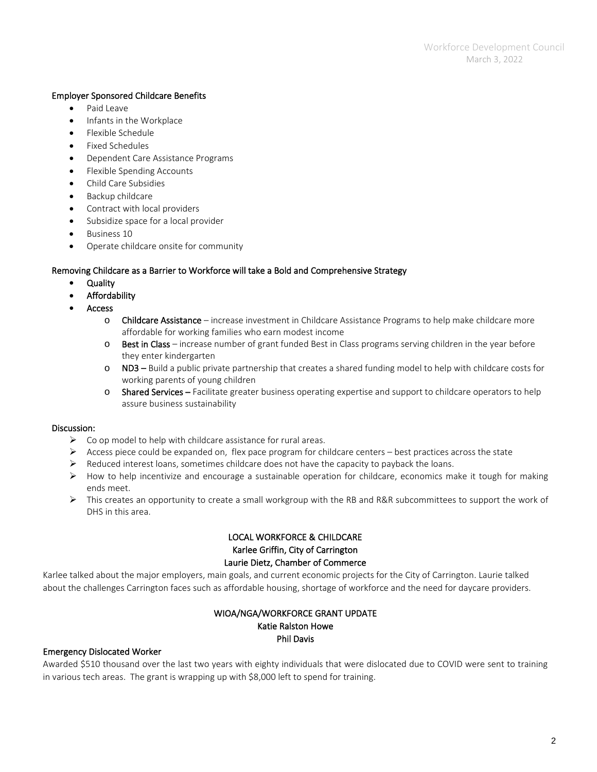**Employer Sponsored Childcare Benefits**

- Paid Leave
- Infants in the Workplace
- Flexible Schedule
- Fixed Schedules
- Dependent Care Assistance Programs
- Flexible Spending Accounts
- Child Care Subsidies
- Backup childcare
- Contract with local providers
- Subsidize space for a local provider
- Business 10
- Operate childcare onsite for community

**Removing Childcare as a Barrier to Workforce will take a Bold and Comprehensive Strategy**

- **Quality**
- **Affordability**
- **Access**
  - **Childcare Assistance** – increase investment in Childcare Assistance Programs to help make childcare more affordable for working families who earn modest income
  - **Best in Class** – increase number of grant funded Best in Class programs serving children in the year before they enter kindergarten
  - **ND3 –** Build a public private partnership that creates a shared funding model to help with childcare costs for working parents of young children
  - **Shared Services –** Facilitate greater business operating expertise and support to childcare operators to help assure business sustainability

**Discussion:**

- Co op model to help with childcare assistance for rural areas.
- Access piece could be expanded on, flex pace program for childcare centers – best practices across the state
- Reduced interest loans, sometimes childcare does not have the capacity to payback the loans.
- How to help incentivize and encourage a sustainable operation for childcare, economics make it tough for making ends meet.
- This creates an opportunity to create a small workgroup with the RB and R&R subcommittees to support the work of DHS in this area.

**LOCAL WORKFORCE & CHILDCARE**
**Karlee Griffin, City of Carrington**
**Laurie Dietz, Chamber of Commerce**

Karlee talked about the major employers, main goals, and current economic projects for the City of Carrington. Laurie talked about the challenges Carrington faces such as affordable housing, shortage of workforce and the need for daycare providers.

**WIOA/NGA/WORKFORCE GRANT UPDATE**
**Katie Ralston Howe**
**Phil Davis**

**Emergency Dislocated Worker**

Awarded $510 thousand over the last two years with eighty individuals that were dislocated due to COVID were sent to training in various tech areas. The grant is wrapping up with $8,000 left to spend for training.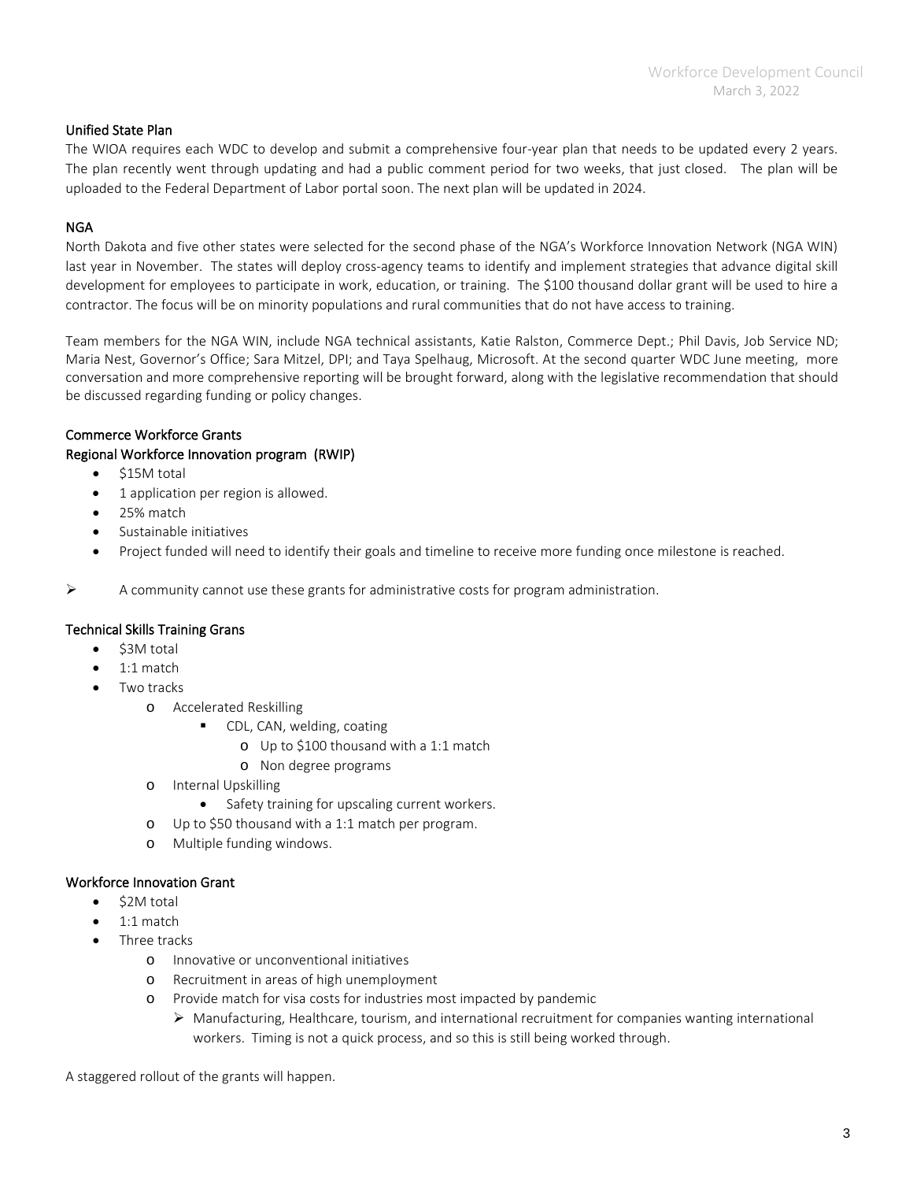### Unified State Plan

The WIOA requires each WDC to develop and submit a comprehensive four-year plan that needs to be updated every 2 years. The plan recently went through updating and had a public comment period for two weeks, that just closed. The plan will be uploaded to the Federal Department of Labor portal soon. The next plan will be updated in 2024.

### NGA

North Dakota and five other states were selected for the second phase of the NGA's Workforce Innovation Network (NGA WIN) last year in November. The states will deploy cross-agency teams to identify and implement strategies that advance digital skill development for employees to participate in work, education, or training. The $100 thousand dollar grant will be used to hire a contractor. The focus will be on minority populations and rural communities that do not have access to training.

Team members for the NGA WIN, include NGA technical assistants, Katie Ralston, Commerce Dept.; Phil Davis, Job Service ND; Maria Nest, Governor's Office; Sara Mitzel, DPI; and Taya Spelhaug, Microsoft. At the second quarter WDC June meeting, more conversation and more comprehensive reporting will be brought forward, along with the legislative recommendation that should be discussed regarding funding or policy changes.

### Commerce Workforce Grants

### Regional Workforce Innovation program (RWIP)

- $15M total
- 1 application per region is allowed.
- 25% match
- Sustainable initiatives
- Project funded will need to identify their goals and timeline to receive more funding once milestone is reached.

- A community cannot use these grants for administrative costs for program administration.

### Technical Skills Training Grans

- $3M total
- 1:1 match
- Two tracks
  - Accelerated Reskilling
    - CDL, CAN, welding, coating
      - Up to $100 thousand with a 1:1 match
      - Non degree programs
  - Internal Upskilling
    - Safety training for upscaling current workers.
  - Up to $50 thousand with a 1:1 match per program.
  - Multiple funding windows.

### Workforce Innovation Grant

- $2M total
- 1:1 match
- Three tracks
  - Innovative or unconventional initiatives
  - Recruitment in areas of high unemployment
  - Provide match for visa costs for industries most impacted by pandemic
    - Manufacturing, Healthcare, tourism, and international recruitment for companies wanting international workers. Timing is not a quick process, and so this is still being worked through.

A staggered rollout of the grants will happen.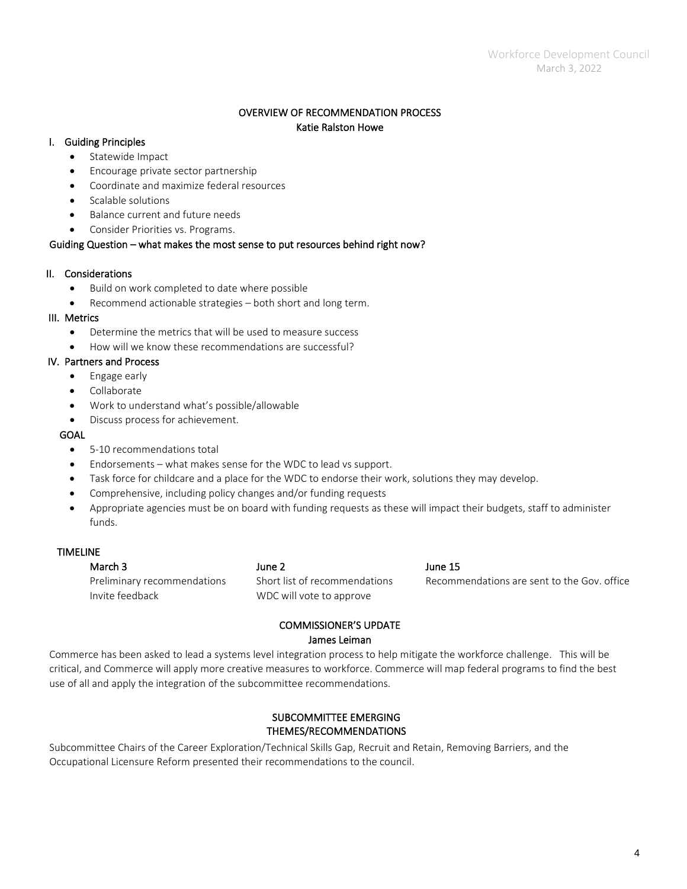## OVERVIEW OF RECOMMENDATION PROCESS

**Katie Ralston Howe**

### I. Guiding Principles

- Statewide Impact
- Encourage private sector partnership
- Coordinate and maximize federal resources
- Scalable solutions
- Balance current and future needs
- Consider Priorities vs. Programs.

Guiding Question – what makes the most sense to put resources behind right now?

### II. Considerations

- Build on work completed to date where possible
- Recommend actionable strategies – both short and long term.

### III. Metrics

- Determine the metrics that will be used to measure success
- How will we know these recommendations are successful?

### IV. Partners and Process

- Engage early
- Collaborate
- Work to understand what's possible/allowable
- Discuss process for achievement.

### GOAL

- 5-10 recommendations total
- Endorsements – what makes sense for the WDC to lead vs support.
- Task force for childcare and a place for the WDC to endorse their work, solutions they may develop.
- Comprehensive, including policy changes and/or funding requests
- Appropriate agencies must be on board with funding requests as these will impact their budgets, staff to administer funds.

### TIMELINE

| March 3 | June 2 | June 15 |
|---|---|---|
| Preliminary recommendations | Short list of recommendations | Recommendations are sent to the Gov. office |
| Invite feedback | WDC will vote to approve | |

## COMMISSIONER'S UPDATE

**James Leiman**

Commerce has been asked to lead a systems level integration process to help mitigate the workforce challenge. This will be critical, and Commerce will apply more creative measures to workforce. Commerce will map federal programs to find the best use of all and apply the integration of the subcommittee recommendations.

## SUBCOMMITTEE EMERGING THEMES/RECOMMENDATIONS

Subcommittee Chairs of the Career Exploration/Technical Skills Gap, Recruit and Retain, Removing Barriers, and the Occupational Licensure Reform presented their recommendations to the council.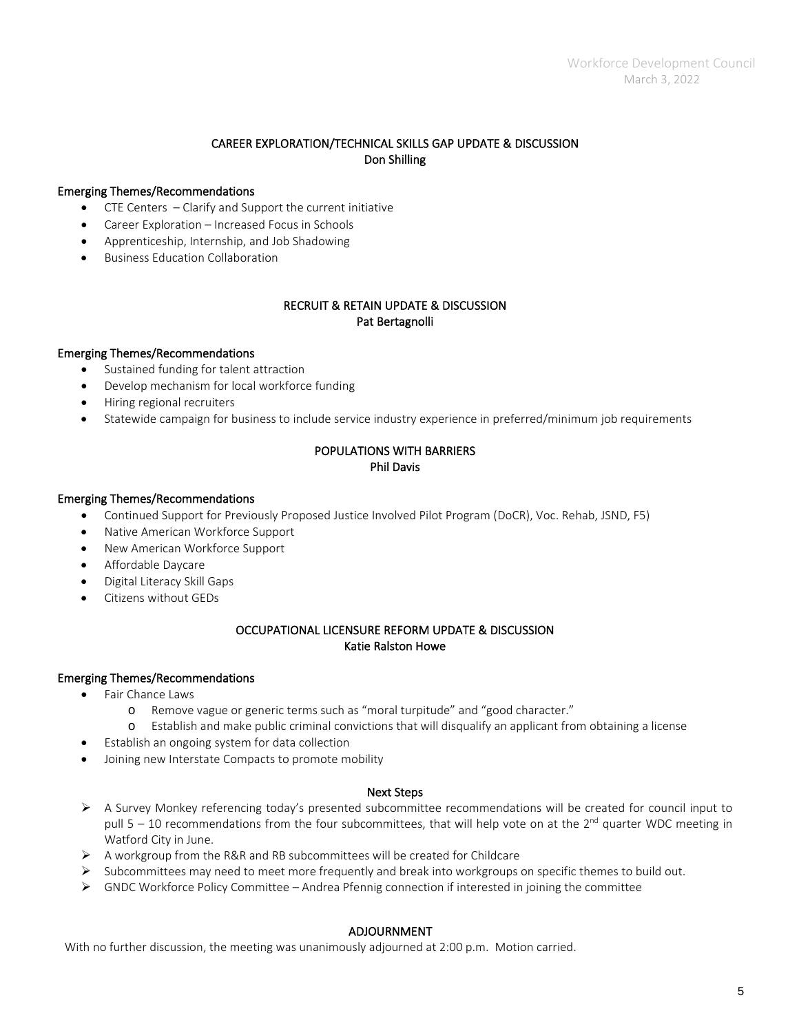## CAREER EXPLORATION/TECHNICAL SKILLS GAP UPDATE & DISCUSSION
**Don Shilling**

**Emerging Themes/Recommendations**

- CTE Centers – Clarify and Support the current initiative
- Career Exploration – Increased Focus in Schools
- Apprenticeship, Internship, and Job Shadowing
- Business Education Collaboration

## RECRUIT & RETAIN UPDATE & DISCUSSION
**Pat Bertagnolli**

**Emerging Themes/Recommendations**

- Sustained funding for talent attraction
- Develop mechanism for local workforce funding
- Hiring regional recruiters
- Statewide campaign for business to include service industry experience in preferred/minimum job requirements

## POPULATIONS WITH BARRIERS
**Phil Davis**

**Emerging Themes/Recommendations**

- Continued Support for Previously Proposed Justice Involved Pilot Program (DoCR), Voc. Rehab, JSND, F5)
- Native American Workforce Support
- New American Workforce Support
- Affordable Daycare
- Digital Literacy Skill Gaps
- Citizens without GEDs

## OCCUPATIONAL LICENSURE REFORM UPDATE & DISCUSSION
**Katie Ralston Howe**

**Emerging Themes/Recommendations**

- Fair Chance Laws
  - Remove vague or generic terms such as "moral turpitude" and "good character."
  - Establish and make public criminal convictions that will disqualify an applicant from obtaining a license
- Establish an ongoing system for data collection
- Joining new Interstate Compacts to promote mobility

**Next Steps**

- A Survey Monkey referencing today's presented subcommittee recommendations will be created for council input to pull 5 – 10 recommendations from the four subcommittees, that will help vote on at the 2nd quarter WDC meeting in Watford City in June.
- A workgroup from the R&R and RB subcommittees will be created for Childcare
- Subcommittees may need to meet more frequently and break into workgroups on specific themes to build out.
- GNDC Workforce Policy Committee – Andrea Pfennig connection if interested in joining the committee

## ADJOURNMENT

With no further discussion, the meeting was unanimously adjourned at 2:00 p.m. Motion carried.